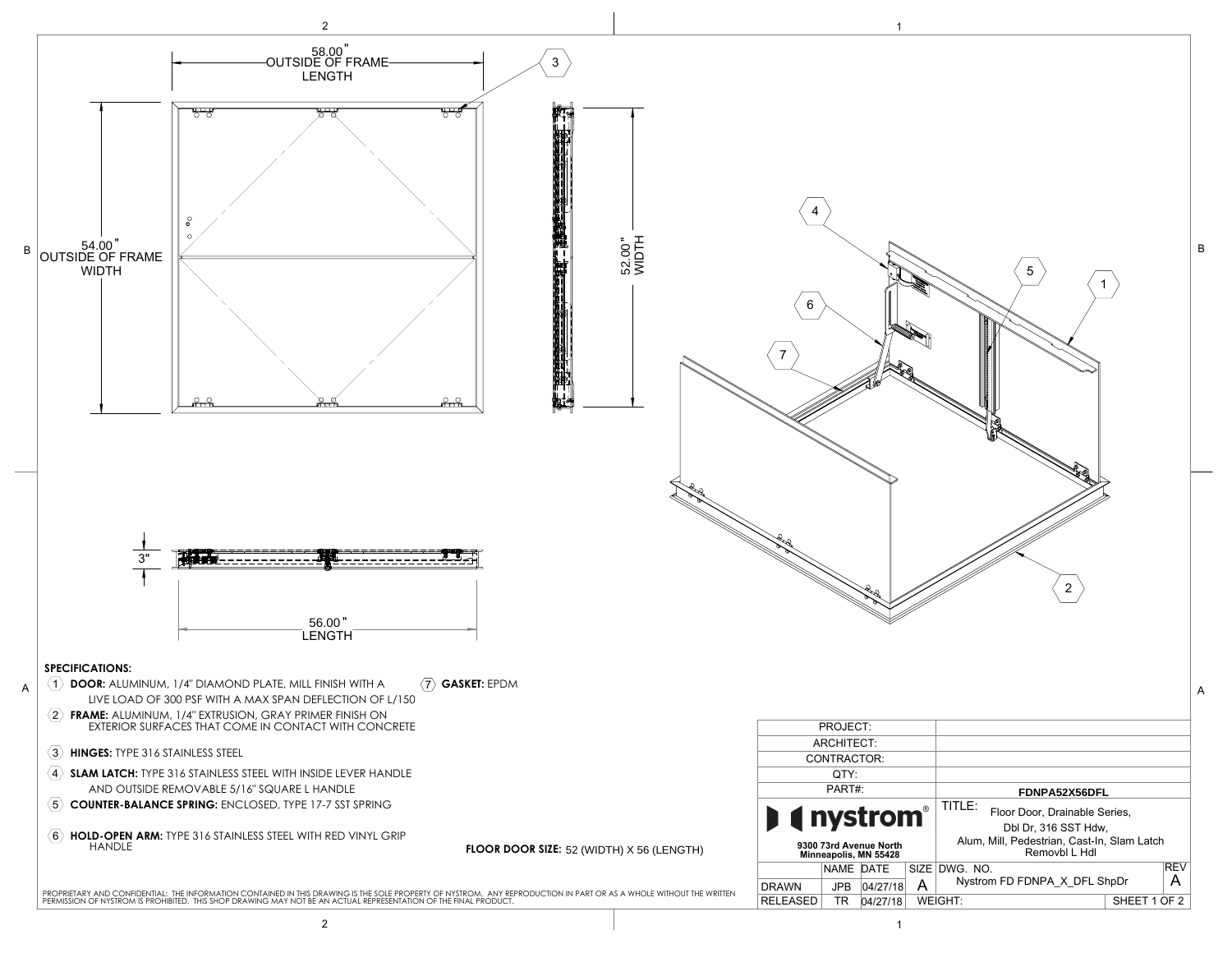58.00" OUTSIDE OF FRAME LENGTH

54.00" OUTSIDE OF FRAME WIDTH

52.00" WIDTH

3"

56.00" LENGTH

**SPECIFICATIONS:**

1. **DOOR:** ALUMINUM, 1/4" DIAMOND PLATE, MILL FINISH WITH A LIVE LOAD OF 300 PSF WITH A MAX SPAN DEFLECTION OF L/150
2. **FRAME:** ALUMINUM, 1/4" EXTRUSION, GRAY PRIMER FINISH ON EXTERIOR SURFACES THAT COME IN CONTACT WITH CONCRETE
3. **HINGES:** TYPE 316 STAINLESS STEEL
4. **SLAM LATCH:** TYPE 316 STAINLESS STEEL WITH INSIDE LEVER HANDLE AND OUTSIDE REMOVABLE 5/16" SQUARE L HANDLE
5. **COUNTER-BALANCE SPRING:** ENCLOSED, TYPE 17-7 SST SPRING
6. **HOLD-OPEN ARM:** TYPE 316 STAINLESS STEEL WITH RED VINYL GRIP HANDLE
7. **GASKET:** EPDM

**FLOOR DOOR SIZE:** 52 (WIDTH) X 56 (LENGTH)

PROPRIETARY AND CONFIDENTIAL: THE INFORMATION CONTAINED IN THIS DRAWING IS THE SOLE PROPERTY OF NYSTROM. ANY REPRODUCTION IN PART OR AS A WHOLE WITHOUT THE WRITTEN PERMISSION OF NYSTROM IS PROHIBITED. THIS SHOP DRAWING MAY NOT BE AN ACTUAL REPRESENTATION OF THE FINAL PRODUCT.

| | | | | |
|---|---|---|---|---|
| PROJECT: | | | | |
| ARCHITECT: | | | | |
| CONTRACTOR: | | | | |
| QTY: | | | | |
| PART#: | | | FDNPA52X56DFL | |
| nystrom® 9300 73rd Avenue North Minneapolis, MN 55428 | | | TITLE: Floor Door, Drainable Series, Dbl Dr, 316 SST Hdw, Alum, Mill, Pedestrian, Cast-In, Slam Latch Removbl L Hdl | |
| | NAME | DATE | SIZE | DWG. NO. Nystrom FD FDNPA_X_DFL ShpDr — REV A |
| DRAWN | JPB | 04/27/18 | A | |
| RELEASED | TR | 04/27/18 | WEIGHT: | SHEET 1 OF 2 |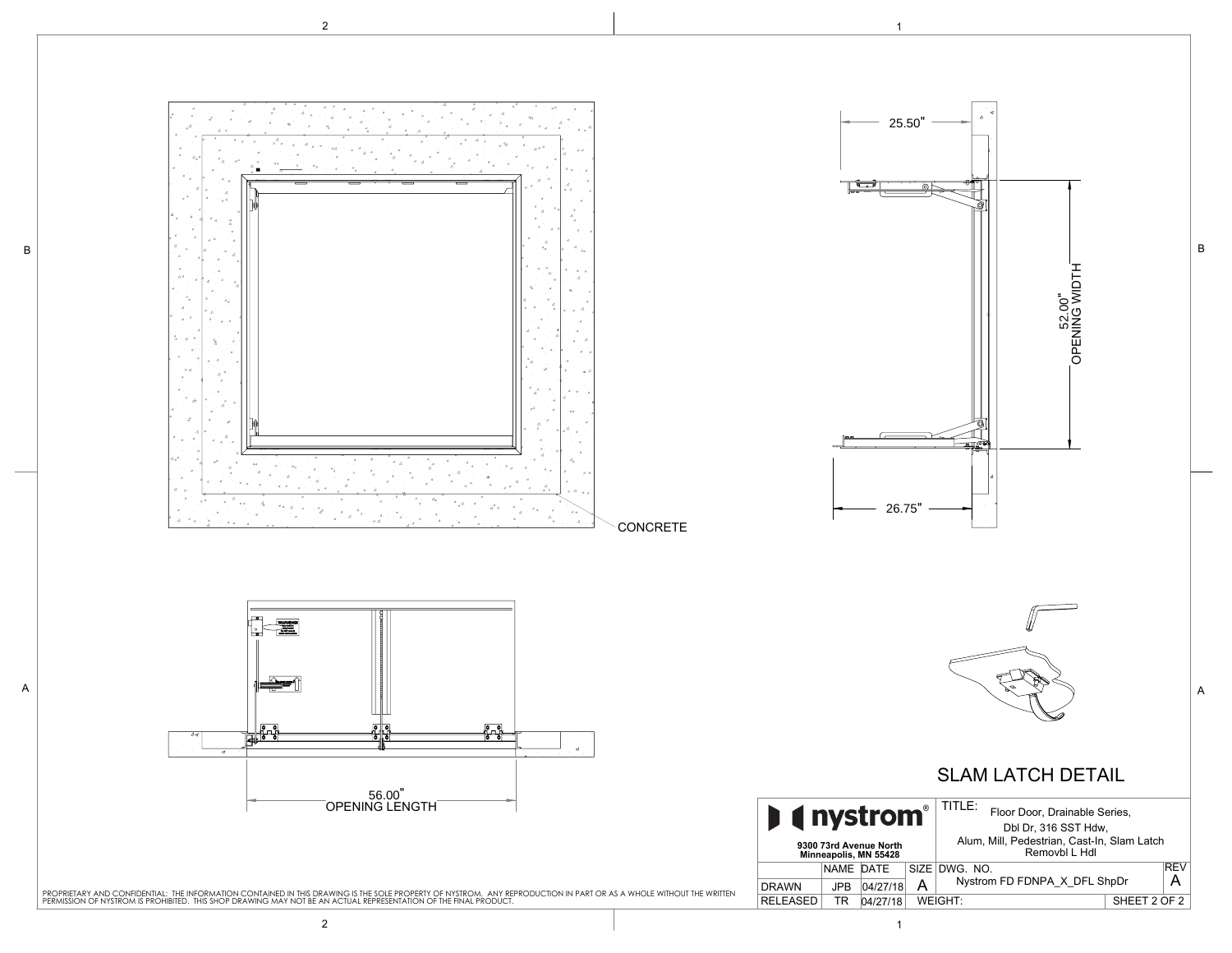25.50"

52.00"
OPENING WIDTH

26.75"

CONCRETE

56.00"
OPENING LENGTH

## SLAM LATCH DETAIL

**nystrom**®

**9300 73rd Avenue North**
**Minneapolis, MN 55428**

TITLE: Floor Door, Drainable Series, Dbl Dr, 316 SST Hdw, Alum, Mill, Pedestrian, Cast-In, Slam Latch Removbl L Hdl

| | NAME | DATE | SIZE | DWG. NO. | REV |
|---|---|---|---|---|---|
| DRAWN | JPB | 04/27/18 | A | Nystrom FD FDNPA_X_DFL ShpDr | A |
| RELEASED | TR | 04/27/18 | WEIGHT: | | SHEET 2 OF 2 |

PROPRIETARY AND CONFIDENTIAL: THE INFORMATION CONTAINED IN THIS DRAWING IS THE SOLE PROPERTY OF NYSTROM. ANY REPRODUCTION IN PART OR AS A WHOLE WITHOUT THE WRITTEN PERMISSION OF NYSTROM IS PROHIBITED. THIS SHOP DRAWING MAY NOT BE AN ACTUAL REPRESENTATION OF THE FINAL PRODUCT.